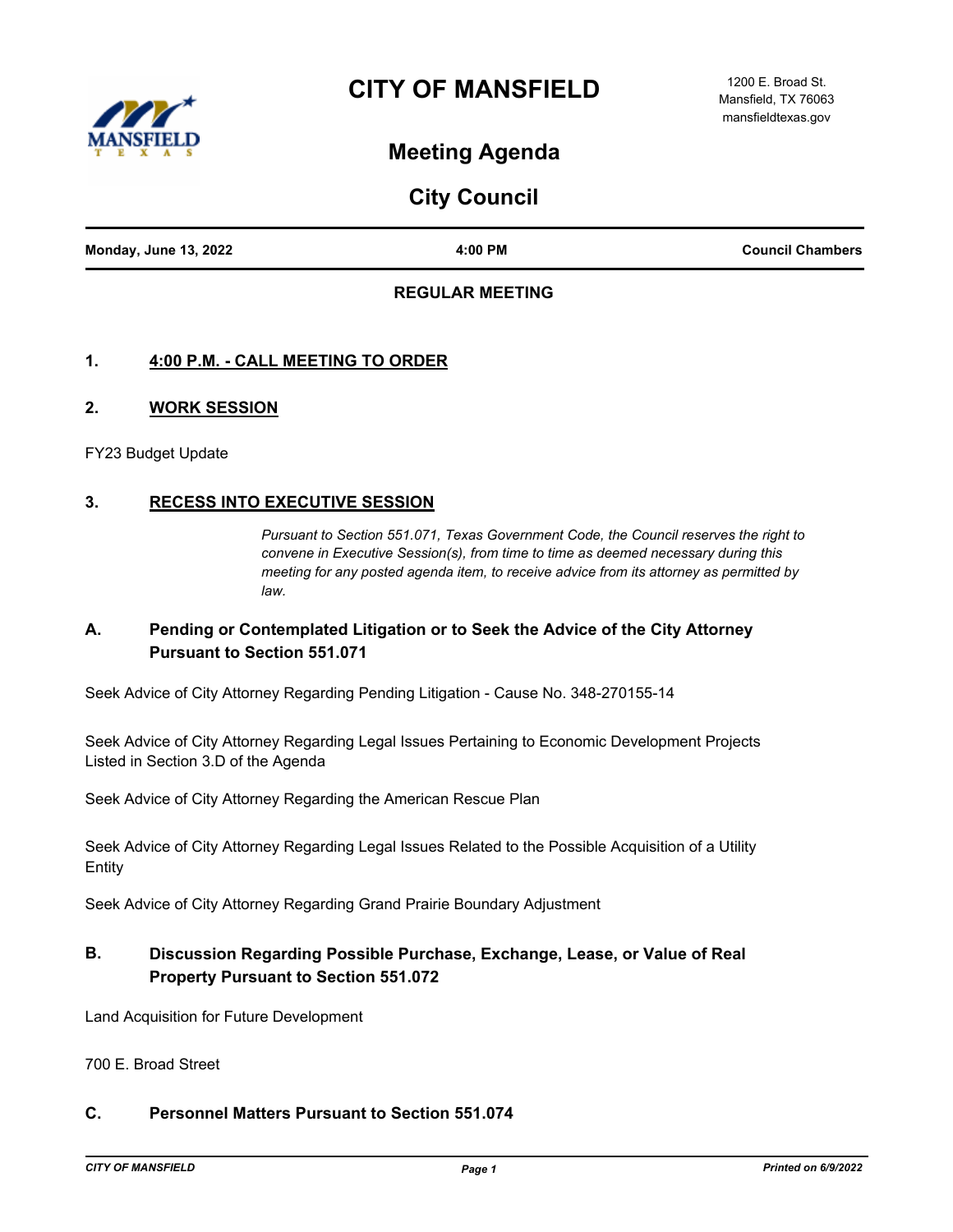# CITY OF MANSFIELD

1200 E. Broad St.
Mansfield, TX 76063
mansfieldtexas.gov

## Meeting Agenda

## City Council

**Monday, June 13, 2022** | **4:00 PM** | **Council Chambers**

### REGULAR MEETING

### 1. 4:00 P.M. - CALL MEETING TO ORDER

### 2. WORK SESSION

FY23 Budget Update

### 3. RECESS INTO EXECUTIVE SESSION

*Pursuant to Section 551.071, Texas Government Code, the Council reserves the right to convene in Executive Session(s), from time to time as deemed necessary during this meeting for any posted agenda item, to receive advice from its attorney as permitted by law.*

#### A. Pending or Contemplated Litigation or to Seek the Advice of the City Attorney Pursuant to Section 551.071

Seek Advice of City Attorney Regarding Pending Litigation - Cause No. 348-270155-14

Seek Advice of City Attorney Regarding Legal Issues Pertaining to Economic Development Projects Listed in Section 3.D of the Agenda

Seek Advice of City Attorney Regarding the American Rescue Plan

Seek Advice of City Attorney Regarding Legal Issues Related to the Possible Acquisition of a Utility Entity

Seek Advice of City Attorney Regarding Grand Prairie Boundary Adjustment

#### B. Discussion Regarding Possible Purchase, Exchange, Lease, or Value of Real Property Pursuant to Section 551.072

Land Acquisition for Future Development

700 E. Broad Street

#### C. Personnel Matters Pursuant to Section 551.074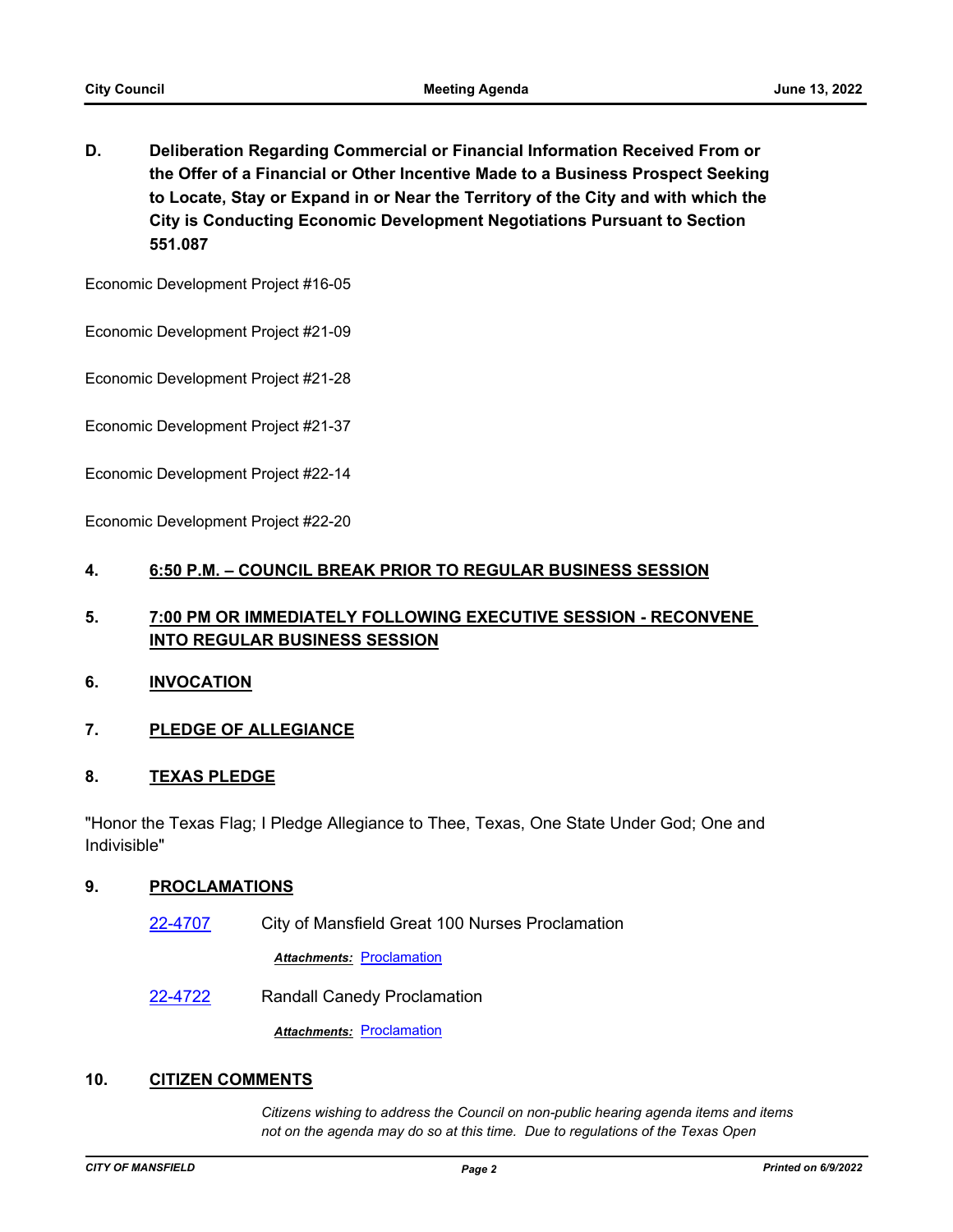**D. Deliberation Regarding Commercial or Financial Information Received From or the Offer of a Financial or Other Incentive Made to a Business Prospect Seeking to Locate, Stay or Expand in or Near the Territory of the City and with which the City is Conducting Economic Development Negotiations Pursuant to Section 551.087**

Economic Development Project #16-05

Economic Development Project #21-09

Economic Development Project #21-28

Economic Development Project #21-37

Economic Development Project #22-14

Economic Development Project #22-20

## 4. 6:50 P.M. – COUNCIL BREAK PRIOR TO REGULAR BUSINESS SESSION

## 5. 7:00 PM OR IMMEDIATELY FOLLOWING EXECUTIVE SESSION - RECONVENE INTO REGULAR BUSINESS SESSION

## 6. INVOCATION

## 7. PLEDGE OF ALLEGIANCE

## 8. TEXAS PLEDGE

"Honor the Texas Flag; I Pledge Allegiance to Thee, Texas, One State Under God; One and Indivisible"

## 9. PROCLAMATIONS

22-4707 City of Mansfield Great 100 Nurses Proclamation

***Attachments:*** Proclamation

22-4722 Randall Canedy Proclamation

***Attachments:*** Proclamation

## 10. CITIZEN COMMENTS

*Citizens wishing to address the Council on non-public hearing agenda items and items not on the agenda may do so at this time. Due to regulations of the Texas Open*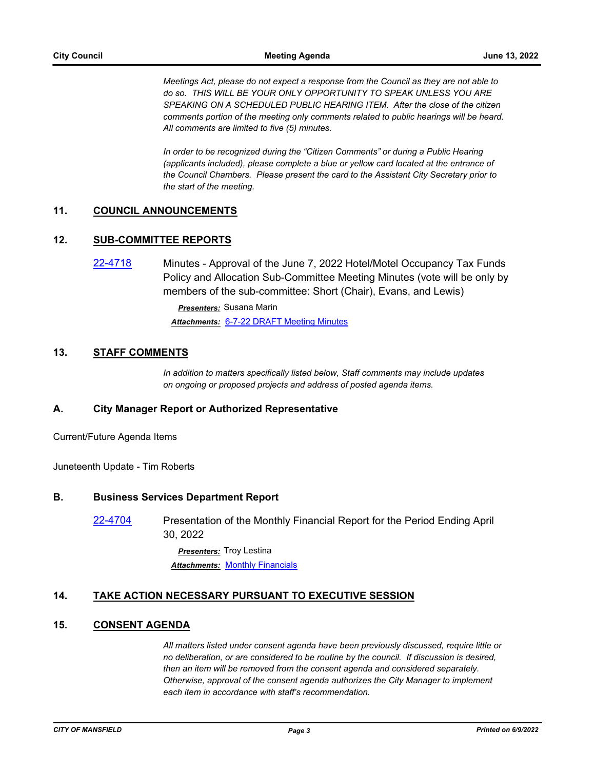*Meetings Act, please do not expect a response from the Council as they are not able to do so. THIS WILL BE YOUR ONLY OPPORTUNITY TO SPEAK UNLESS YOU ARE SPEAKING ON A SCHEDULED PUBLIC HEARING ITEM. After the close of the citizen comments portion of the meeting only comments related to public hearings will be heard. All comments are limited to five (5) minutes.*

*In order to be recognized during the "Citizen Comments" or during a Public Hearing (applicants included), please complete a blue or yellow card located at the entrance of the Council Chambers. Please present the card to the Assistant City Secretary prior to the start of the meeting.*

## 11. COUNCIL ANNOUNCEMENTS

## 12. SUB-COMMITTEE REPORTS

22-4718 Minutes - Approval of the June 7, 2022 Hotel/Motel Occupancy Tax Funds Policy and Allocation Sub-Committee Meeting Minutes (vote will be only by members of the sub-committee: Short (Chair), Evans, and Lewis)

***Presenters:*** Susana Marin

***Attachments:*** 6-7-22 DRAFT Meeting Minutes

## 13. STAFF COMMENTS

*In addition to matters specifically listed below, Staff comments may include updates on ongoing or proposed projects and address of posted agenda items.*

### A. City Manager Report or Authorized Representative

Current/Future Agenda Items

Juneteenth Update - Tim Roberts

### B. Business Services Department Report

22-4704 Presentation of the Monthly Financial Report for the Period Ending April 30, 2022

***Presenters:*** Troy Lestina

***Attachments:*** Monthly Financials

## 14. TAKE ACTION NECESSARY PURSUANT TO EXECUTIVE SESSION

## 15. CONSENT AGENDA

*All matters listed under consent agenda have been previously discussed, require little or no deliberation, or are considered to be routine by the council. If discussion is desired, then an item will be removed from the consent agenda and considered separately. Otherwise, approval of the consent agenda authorizes the City Manager to implement each item in accordance with staff's recommendation.*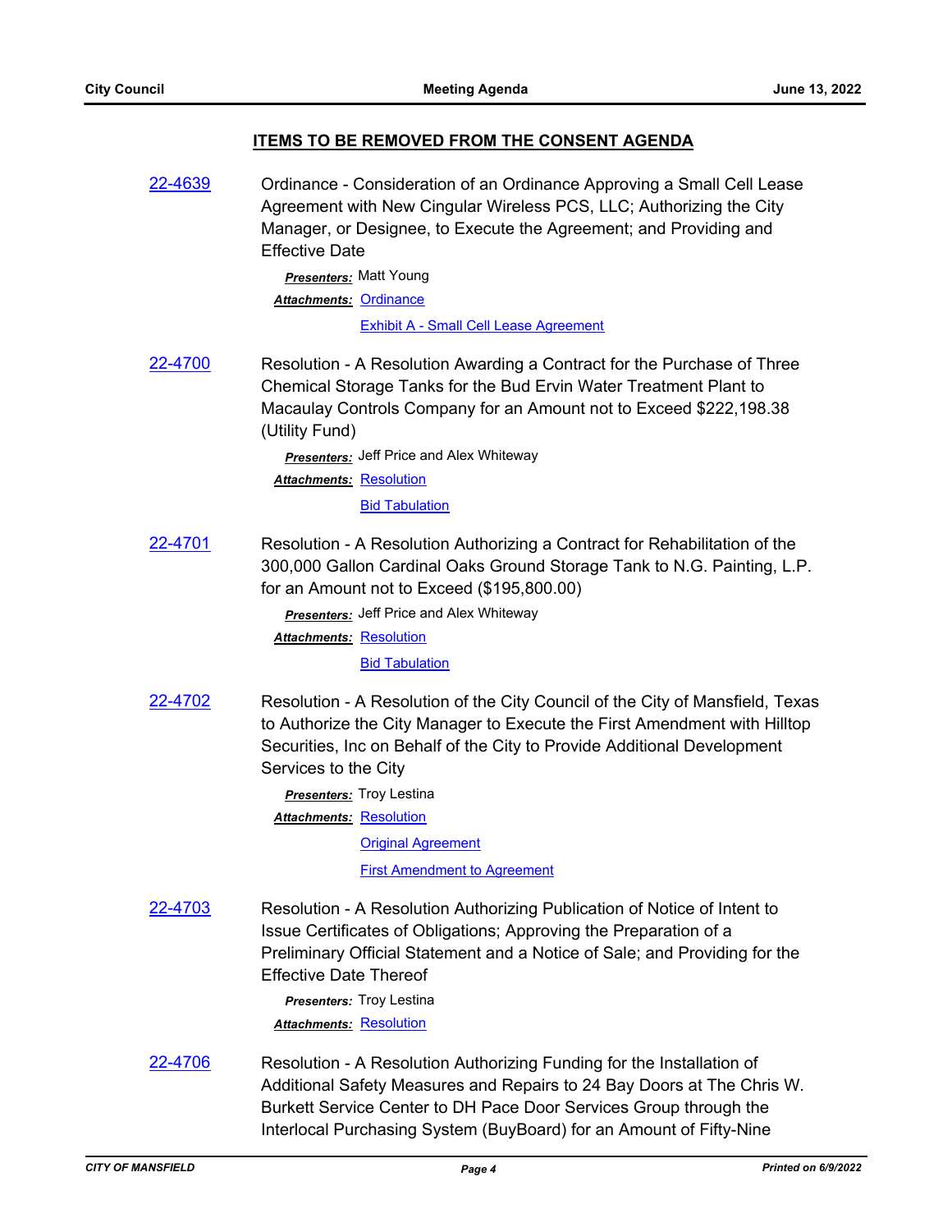## ITEMS TO BE REMOVED FROM THE CONSENT AGENDA

22-4639 Ordinance - Consideration of an Ordinance Approving a Small Cell Lease Agreement with New Cingular Wireless PCS, LLC; Authorizing the City Manager, or Designee, to Execute the Agreement; and Providing and Effective Date

***Presenters:*** Matt Young

***Attachments:*** Ordinance

Exhibit A - Small Cell Lease Agreement

22-4700 Resolution - A Resolution Awarding a Contract for the Purchase of Three Chemical Storage Tanks for the Bud Ervin Water Treatment Plant to Macaulay Controls Company for an Amount not to Exceed $222,198.38 (Utility Fund)

***Presenters:*** Jeff Price and Alex Whiteway

***Attachments:*** Resolution

Bid Tabulation

22-4701 Resolution - A Resolution Authorizing a Contract for Rehabilitation of the 300,000 Gallon Cardinal Oaks Ground Storage Tank to N.G. Painting, L.P. for an Amount not to Exceed ($195,800.00)

***Presenters:*** Jeff Price and Alex Whiteway

***Attachments:*** Resolution

Bid Tabulation

22-4702 Resolution - A Resolution of the City Council of the City of Mansfield, Texas to Authorize the City Manager to Execute the First Amendment with Hilltop Securities, Inc on Behalf of the City to Provide Additional Development Services to the City

***Presenters:*** Troy Lestina

***Attachments:*** Resolution

Original Agreement

First Amendment to Agreement

22-4703 Resolution - A Resolution Authorizing Publication of Notice of Intent to Issue Certificates of Obligations; Approving the Preparation of a Preliminary Official Statement and a Notice of Sale; and Providing for the Effective Date Thereof

***Presenters:*** Troy Lestina

***Attachments:*** Resolution

22-4706 Resolution - A Resolution Authorizing Funding for the Installation of Additional Safety Measures and Repairs to 24 Bay Doors at The Chris W. Burkett Service Center to DH Pace Door Services Group through the Interlocal Purchasing System (BuyBoard) for an Amount of Fifty-Nine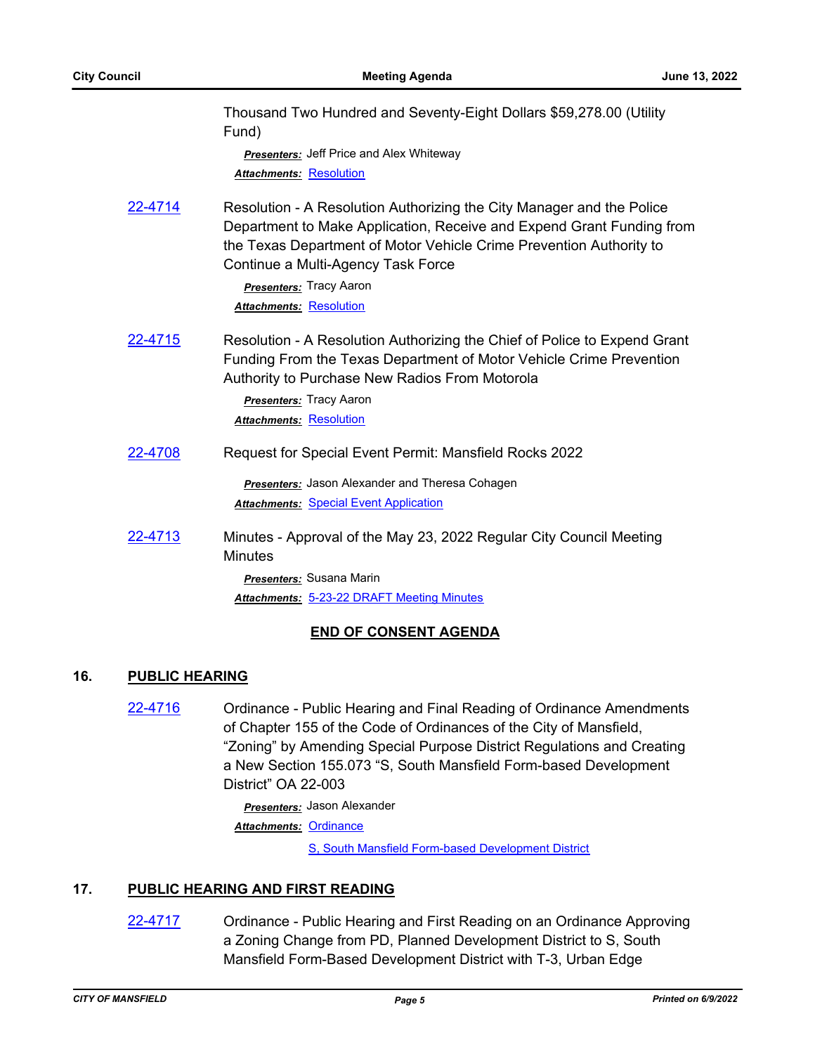Thousand Two Hundred and Seventy-Eight Dollars $59,278.00 (Utility Fund)

***Presenters:*** Jeff Price and Alex Whiteway

***Attachments:*** Resolution

22-4714 Resolution - A Resolution Authorizing the City Manager and the Police Department to Make Application, Receive and Expend Grant Funding from the Texas Department of Motor Vehicle Crime Prevention Authority to Continue a Multi-Agency Task Force

***Presenters:*** Tracy Aaron

***Attachments:*** Resolution

22-4715 Resolution - A Resolution Authorizing the Chief of Police to Expend Grant Funding From the Texas Department of Motor Vehicle Crime Prevention Authority to Purchase New Radios From Motorola

***Presenters:*** Tracy Aaron

***Attachments:*** Resolution

22-4708 Request for Special Event Permit: Mansfield Rocks 2022

***Presenters:*** Jason Alexander and Theresa Cohagen

***Attachments:*** Special Event Application

22-4713 Minutes - Approval of the May 23, 2022 Regular City Council Meeting Minutes

***Presenters:*** Susana Marin

***Attachments:*** 5-23-22 DRAFT Meeting Minutes

**END OF CONSENT AGENDA**

## 16. PUBLIC HEARING

22-4716 Ordinance - Public Hearing and Final Reading of Ordinance Amendments of Chapter 155 of the Code of Ordinances of the City of Mansfield, "Zoning" by Amending Special Purpose District Regulations and Creating a New Section 155.073 "S, South Mansfield Form-based Development District" OA 22-003

***Presenters:*** Jason Alexander

***Attachments:*** Ordinance

S, South Mansfield Form-based Development District

## 17. PUBLIC HEARING AND FIRST READING

22-4717 Ordinance - Public Hearing and First Reading on an Ordinance Approving a Zoning Change from PD, Planned Development District to S, South Mansfield Form-Based Development District with T-3, Urban Edge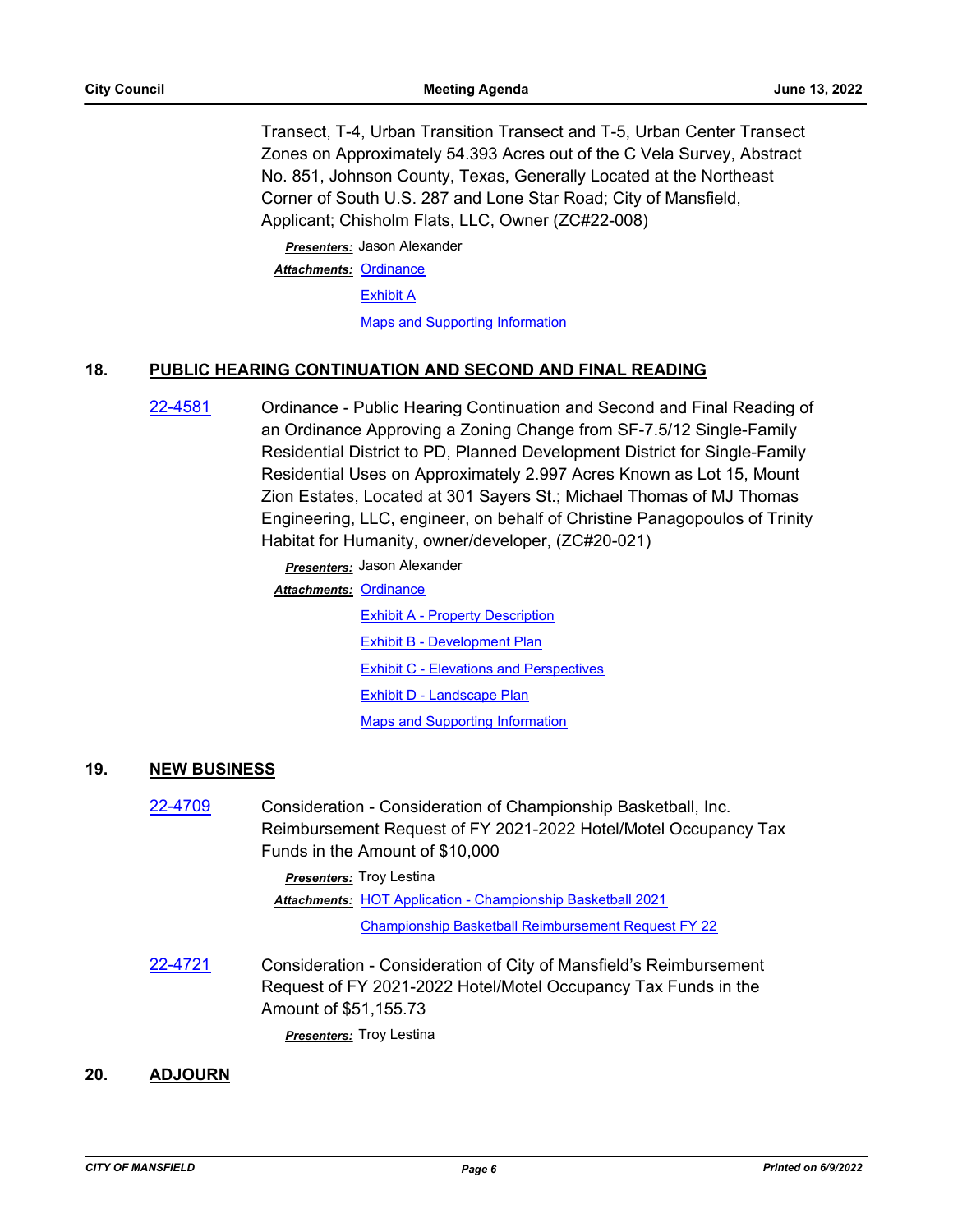Transect, T-4, Urban Transition Transect and T-5, Urban Center Transect Zones on Approximately 54.393 Acres out of the C Vela Survey, Abstract No. 851, Johnson County, Texas, Generally Located at the Northeast Corner of South U.S. 287 and Lone Star Road; City of Mansfield, Applicant; Chisholm Flats, LLC, Owner (ZC#22-008)

***Presenters:*** Jason Alexander

***Attachments:*** Ordinance
Exhibit A
Maps and Supporting Information

## 18. PUBLIC HEARING CONTINUATION AND SECOND AND FINAL READING

**22-4581** Ordinance - Public Hearing Continuation and Second and Final Reading of an Ordinance Approving a Zoning Change from SF-7.5/12 Single-Family Residential District to PD, Planned Development District for Single-Family Residential Uses on Approximately 2.997 Acres Known as Lot 15, Mount Zion Estates, Located at 301 Sayers St.; Michael Thomas of MJ Thomas Engineering, LLC, engineer, on behalf of Christine Panagopoulos of Trinity Habitat for Humanity, owner/developer, (ZC#20-021)

***Presenters:*** Jason Alexander

***Attachments:*** Ordinance
Exhibit A - Property Description
Exhibit B - Development Plan
Exhibit C - Elevations and Perspectives
Exhibit D - Landscape Plan
Maps and Supporting Information

## 19. NEW BUSINESS

**22-4709** Consideration - Consideration of Championship Basketball, Inc. Reimbursement Request of FY 2021-2022 Hotel/Motel Occupancy Tax Funds in the Amount of $10,000

***Presenters:*** Troy Lestina

***Attachments:*** HOT Application - Championship Basketball 2021
Championship Basketball Reimbursement Request FY 22

**22-4721** Consideration - Consideration of City of Mansfield's Reimbursement Request of FY 2021-2022 Hotel/Motel Occupancy Tax Funds in the Amount of $51,155.73

***Presenters:*** Troy Lestina

## 20. ADJOURN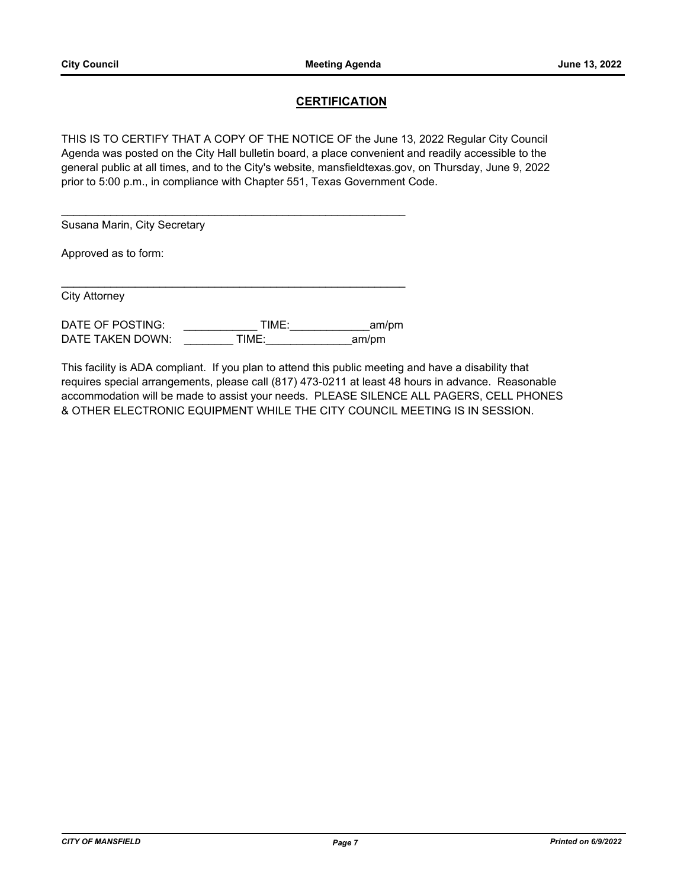## CERTIFICATION

THIS IS TO CERTIFY THAT A COPY OF THE NOTICE OF the June 13, 2022 Regular City Council Agenda was posted on the City Hall bulletin board, a place convenient and readily accessible to the general public at all times, and to the City's website, mansfieldtexas.gov, on Thursday, June 9, 2022 prior to 5:00 p.m., in compliance with Chapter 551, Texas Government Code.

_________________________________________________________

Susana Marin, City Secretary

Approved as to form:

_________________________________________________________

City Attorney

DATE OF POSTING: ____________ TIME:_____________am/pm
DATE TAKEN DOWN: ________ TIME:______________am/pm

This facility is ADA compliant. If you plan to attend this public meeting and have a disability that requires special arrangements, please call (817) 473-0211 at least 48 hours in advance. Reasonable accommodation will be made to assist your needs. PLEASE SILENCE ALL PAGERS, CELL PHONES & OTHER ELECTRONIC EQUIPMENT WHILE THE CITY COUNCIL MEETING IS IN SESSION.